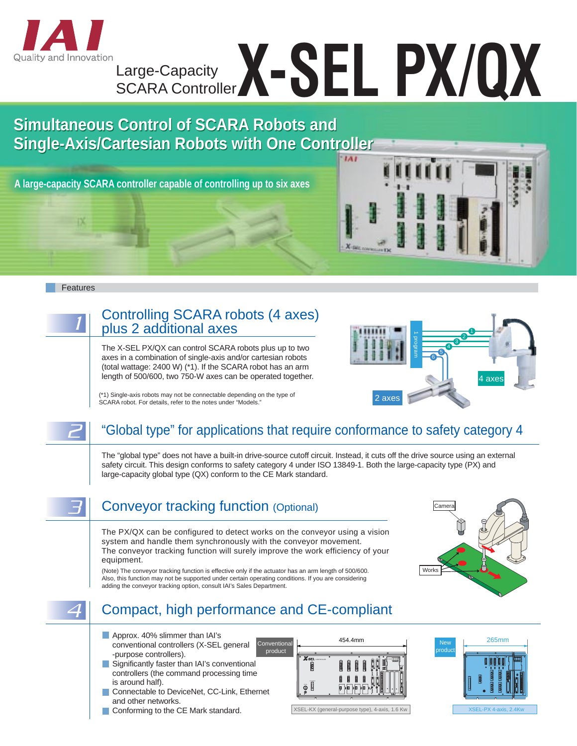IAI Quality and Innovation

# Large-Capacity SCARA Controller X-SEL PX/QX

## Simultaneous Control of SCARA Robots and Single-Axis/Cartesian Robots with One Controller

**A large-capacity SCARA controller capable of controlling up to six axes**

### Features

## 1 Controlling SCARA robots (4 axes) plus 2 additional axes

The X-SEL PX/QX can control SCARA robots plus up to two axes in a combination of single-axis and/or cartesian robots (total wattage: 2400 W) (*1). If the SCARA robot has an arm length of 500/600, two 750-W axes can be operated together.

(*1) Single-axis robots may not be connectable depending on the type of SCARA robot. For details, refer to the notes under "Models."

1 program — 4 axes — 2 axes

## 2 "Global type" for applications that require conformance to safety category 4

The "global type" does not have a built-in drive-source cutoff circuit. Instead, it cuts off the drive source using an external safety circuit. This design conforms to safety category 4 under ISO 13849-1. Both the large-capacity type (PX) and large-capacity global type (QX) conform to the CE Mark standard.

## 3 Conveyor tracking function (Optional)

The PX/QX can be configured to detect works on the conveyor using a vision system and handle them synchronously with the conveyor movement.
The conveyor tracking function will surely improve the work efficiency of your equipment.

(Note) The conveyor tracking function is effective only if the actuator has an arm length of 500/600. Also, this function may not be supported under certain operating conditions. If you are considering adding the conveyor tracking option, consult IAI's Sales Department.

Camera — Works

## 4 Compact, high performance and CE-compliant

- Approx. 40% slimmer than IAI's conventional controllers (X-SEL general-purpose controllers).
- Significantly faster than IAI's conventional controllers (the command processing time is around half).
- Connectable to DeviceNet, CC-Link, Ethernet and other networks.
- Conforming to the CE Mark standard.

Conventional product — 454.4mm
XSEL-KX (general-purpose type), 4-axis, 1.6 Kw

New product — 265mm
XSEL-PX 4-axis, 2.4Kw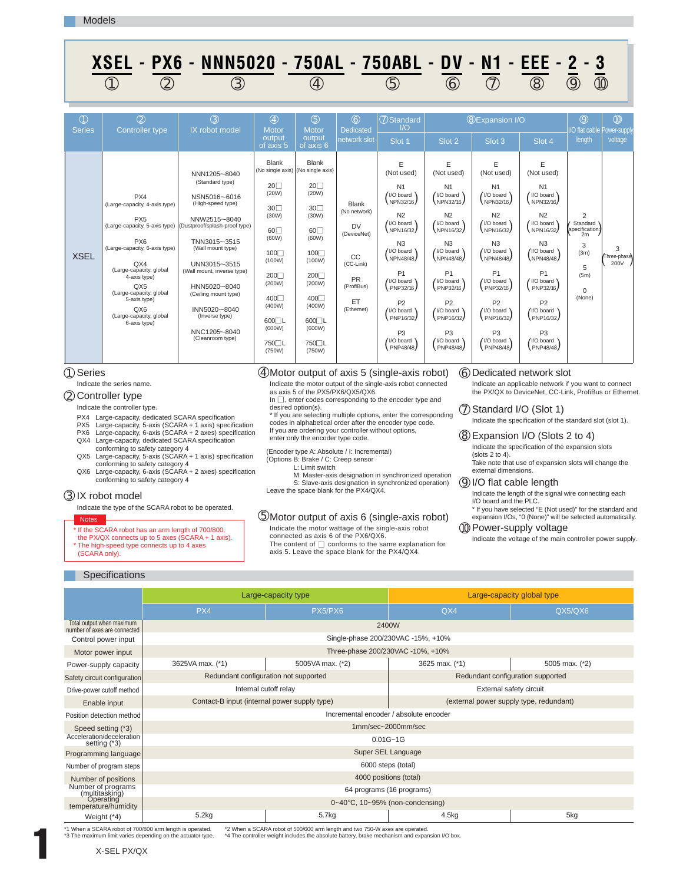## Models

**XSEL - PX6 - NNN5020 - 750AL - 750ABL - DV - N1 - EEE - 2 - 3**
① ② ③ ④ ⑤ ⑥ ⑦ ⑧ ⑨ ⑩

| ① Series | ② Controller type | ③ IX robot model | ④ Motor output of axis 5 | ⑤ Motor output of axis 6 | ⑥ Dedicated network slot | ⑦ Standard I/O Slot 1 | ⑧ Expansion I/O Slot 2 | Slot 3 | Slot 4 | ⑨ I/O flat cable length | ⑩ Power-supply voltage |
|---|---|---|---|---|---|---|---|---|---|---|---|
| XSEL | PX4 (Large-capacity, 4-axis type)<br>PX5 (Large-capacity, 5-axis type)<br>PX6 (Large-capacity, 6-axis type)<br>QX4 (Large-capacity, global 4-axis type)<br>QX5 (Large-capacity, global 5-axis type)<br>QX6 (Large-capacity, global 6-axis type) | NNN1205~8040 (Standard type)<br>NSN5016~6016 (High-speed type)<br>NNW2515~8040 (Dustproof/splash-proof type)<br>TNN3015~3515 (Wall mount type)<br>UNN3015~3515 (Wall mount, inverse type)<br>HNN5020~8040 (Ceiling mount type)<br>INN5020~8040 (Inverse type)<br>NNC1205~8040 (Cleanroom type) | Blank (No single axis)<br>20□ (20W)<br>30□ (30W)<br>60□ (60W)<br>100□ (100W)<br>200□ (200W)<br>400□ (400W)<br>600□L (600W)<br>750□L (750W) | Blank (No single axis)<br>20□ (20W)<br>30□ (30W)<br>60□ (60W)<br>100□ (100W)<br>200□ (200W)<br>400□ (400W)<br>600□L (600W)<br>750□L (750W) | Blank (No network)<br>DV (DeviceNet)<br>CC (CC-Link)<br>PR (ProfiBus)<br>ET (Ethernet) | E (Not used)<br>N1 (I/O board NPN32/16)<br>N2 (I/O board NPN16/32)<br>N3 (I/O board NPN48/48)<br>P1 (I/O board PNP32/16)<br>P2 (I/O board PNP16/32)<br>P3 (I/O board PNP48/48) | E (Not used)<br>N1 (I/O board NPN32/16)<br>N2 (I/O board NPN16/32)<br>N3 (I/O board NPN48/48)<br>P1 (I/O board PNP32/16)<br>P2 (I/O board PNP16/32)<br>P3 (I/O board PNP48/48) | E (Not used)<br>N1 (I/O board NPN32/16)<br>N2 (I/O board NPN16/32)<br>N3 (I/O board NPN48/48)<br>P1 (I/O board PNP32/16)<br>P2 (I/O board PNP16/32)<br>P3 (I/O board PNP48/48) | E (Not used)<br>N1 (I/O board NPN32/16)<br>N2 (I/O board NPN16/32)<br>N3 (I/O board NPN48/48)<br>P1 (I/O board PNP32/16)<br>P2 (I/O board PNP16/32)<br>P3 (I/O board PNP48/48) | 2 (Standard specification 2m)<br>3 (3m)<br>5 (5m)<br>0 (None) | 3 (Three-phase 200V) |

### ① Series
Indicate the series name.

### ② Controller type
Indicate the controller type.

- PX4 Large-capacity, dedicated SCARA specification
- PX5 Large-capacity, 5-axis (SCARA + 1 axis) specification
- PX6 Large-capacity, 6-axis (SCARA + 2 axes) specification
- QX4 Large-capacity, dedicated SCARA specification conforming to safety category 4
- QX5 Large-capacity, 5-axis (SCARA + 1 axis) specification conforming to safety category 4
- QX6 Large-capacity, 6-axis (SCARA + 2 axes) specification conforming to safety category 4

### ③ IX robot model
Indicate the type of the SCARA robot to be operated.

**Notes**
* If the SCARA robot has an arm length of 700/800, the PX/QX connects up to 5 axes (SCARA + 1 axis).
* The high-speed type connects up to 4 axes (SCARA only).

### ④ Motor output of axis 5 (single-axis robot)
Indicate the motor output of the single-axis robot connected as axis 5 of the PX5/PX6/QX5/QX6.
In □, enter codes corresponding to the encoder type and desired option(s).
* If you are selecting multiple options, enter the corresponding codes in alphabetical order after the encoder type code.
If you are ordering your controller without options, enter only the encoder type code.

(Encoder type A: Absolute / I: Incremental)
(Options B: Brake / C: Creep sensor
L: Limit switch
M: Master-axis designation in synchronized operation
S: Slave-axis designation in synchronized operation)
Leave the space blank for the PX4/QX4.

### ⑤ Motor output of axis 6 (single-axis robot)
Indicate the motor wattage of the single-axis robot connected as axis 6 of the PX6/QX6.
The content of □ conforms to the same explanation for axis 5. Leave the space blank for the PX4/QX4.

### ⑥ Dedicated network slot
Indicate an applicable network if you want to connect the PX/QX to DeviceNet, CC-Link, ProfiBus or Ethernet.

### ⑦ Standard I/O (Slot 1)
Indicate the specification of the standard slot (slot 1).

### ⑧ Expansion I/O (Slots 2 to 4)
Indicate the specification of the expansion slots (slots 2 to 4).
Take note that use of expansion slots will change the external dimensions.

### ⑨ I/O flat cable length
Indicate the length of the signal wire connecting each I/O board and the PLC.
* If you have selected "E (Not used)" for the standard and expansion I/Os, "0 (None)" will be selected automatically.

### ⑩ Power-supply voltage
Indicate the voltage of the main controller power supply.

## Specifications

| | Large-capacity type | | Large-capacity global type | |
|---|---|---|---|---|
| | PX4 | PX5/PX6 | QX4 | QX5/QX6 |
| Total output when maximum number of axes are connected | 2400W | | | |
| Control power input | Single-phase 200/230VAC -15%, +10% | | | |
| Motor power input | Three-phase 200/230VAC -10%, +10% | | | |
| Power-supply capacity | 3625VA max. (*1) | 5005VA max. (*2) | 3625 max. (*1) | 5005 max. (*2) |
| Safety circuit configuration | Redundant configuration not supported | | Redundant configuration supported | |
| Drive-power cutoff method | Internal cutoff relay | | External safety circuit | |
| Enable input | Contact-B input (internal power supply type) | | (external power supply type, redundant) | |
| Position detection method | Incremental encoder / absolute encoder | | | |
| Speed setting (*3) | 1mm/sec~2000mm/sec | | | |
| Acceleration/deceleration setting (*3) | 0.01G~1G | | | |
| Programming language | Super SEL Language | | | |
| Number of program steps | 6000 steps (total) | | | |
| Number of positions | 4000 positions (total) | | | |
| Number of programs (multitasking) | 64 programs (16 programs) | | | |
| Operating temperature/humidity | 0~40°C, 10~95% (non-condensing) | | | |
| Weight (*4) | 5.2kg | 5.7kg | 4.5kg | 5kg |

*1 When a SCARA robot of 700/800 arm length is operated.
*2 When a SCARA robot of 500/600 arm length and two 750-W axes are operated.
*3 The maximum limit varies depending on the actuator type.
*4 The controller weight includes the absolute battery, brake mechanism and expansion I/O box.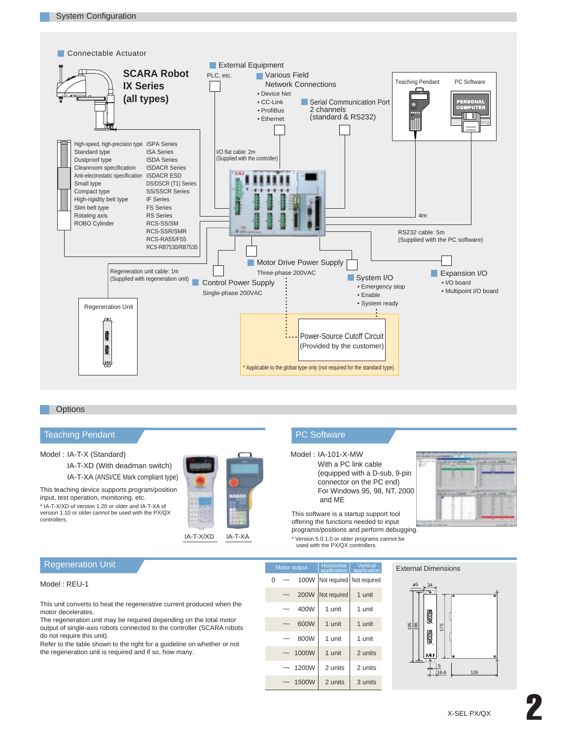## System Configuration

### Connectable Actuator

**SCARA Robot IX Series (all types)**

| | |
|---|---|
| High-speed, high-precision type | ISPA Series |
| Standard type | ISA Series |
| Dustproof type | ISDA Series |
| Cleanroom specification | ISDACR Series |
| Anti-electrostatic specification | ISDACR ESD |
| Small type | DS/DSCR (T1) Series |
| Compact type | SS/SSCR Series |
| High-rigidity belt type | IF Series |
| Slim belt type | FS Series |
| Rotating axis | RS Series |
| ROBO Cylinder | RCS-SS/SM |
| | RCS-SSR/SMR |
| | RCS-RA55/F55 |
| | RCS-RB7530/RB7535 |

### External Equipment

PLC, etc.

### Various Field Network Connections

- Device Net
- CC-Link
- ProfiBus
- Ethernet

### Serial Communication Port

2 channels (standard & RS232)

Teaching Pendant

PC Software

PERSONAL COMPUTER

I/O flat cable: 2m (Supplied with the controller)

4m

RS232 cable: 5m (Supplied with the PC software)

### Motor Drive Power Supply

Three-phase 200VAC

### Control Power Supply

Single-phase 200VAC

Regeneration unit cable: 1m (Supplied with regeneration unit)

Regeneration Unit

### System I/O

- Emergency stop
- Enable
- System ready

### Expansion I/O

- I/O board
- Multipoint I/O board

Power-Source Cutoff Circuit (Provided by the customer)

* Applicable to the global type only (not required for the standard type).

## Options

### Teaching Pendant

Model : IA-T-X (Standard)
IA-T-XD (With deadman switch)
IA-T-XA (ANSI/CE Mark compliant type)

This teaching device supports program/position input, test operation, monitoring, etc.

* IA-T-X/XD of version 1.20 or older and IA-T-XA of version 1.10 or older cannot be used with the PX/QX controllers.

IA-T-X/XD　　IA-T-XA

### PC Software

Model : IA-101-X-MW
With a PC link cable (equipped with a D-sub, 9-pin connector on the PC end)
For Windows 95, 98, NT, 2000 and ME

This software is a startup support tool offering the functions needed to input programs/positions and perform debugging.

* Version 5.0.1.0 or older programs cannot be used with the PX/QX controllers.

### Regeneration Unit

Model : REU-1

This unit converts to heat the regenerative current produced when the motor decelerates.
The regeneration unit may be required depending on the total motor output of single-axis robots connected to the controller (SCARA robots do not require this unit).
Refer to the table shown to the right for a guideline on whether or not the regeneration unit is required and if so, how many.

| Motor output | Horizontal application | Vertical application |
|---|---|---|
| 0 — 100W | Not required | Not required |
| — 200W | Not required | 1 unit |
| — 400W | 1 unit | 1 unit |
| — 600W | 1 unit | 1 unit |
| — 800W | 1 unit | 1 unit |
| — 1000W | 1 unit | 2 units |
| — 1200W | 2 units | 2 units |
| — 1500W | 2 units | 3 units |

External Dimensions

ø5, 34, 195, 186, 175, 5, 16.6, 126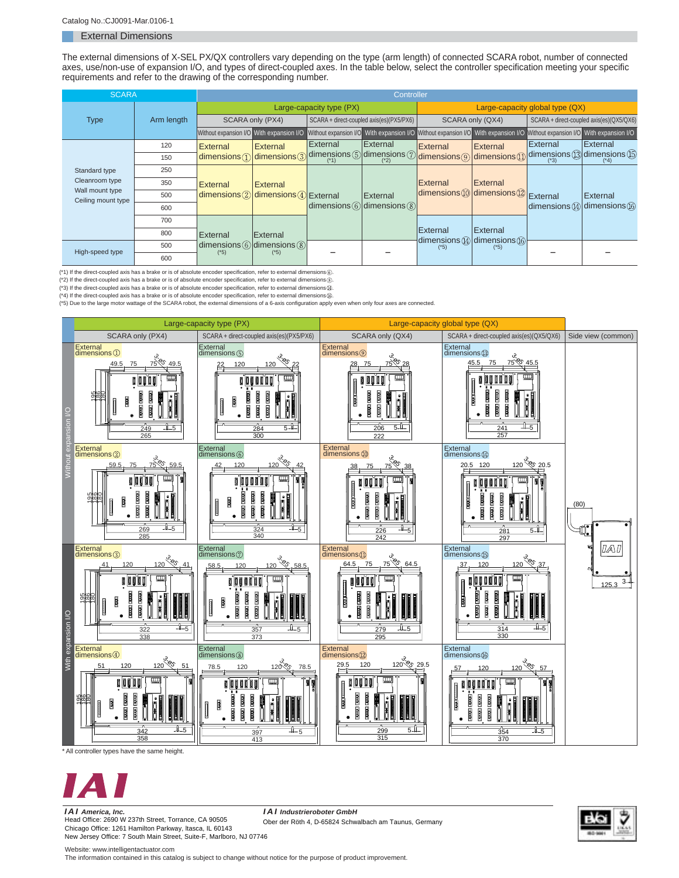Catalog No.:CJ0091-Mar.0106-1

## External Dimensions

The external dimensions of X-SEL PX/QX controllers vary depending on the type (arm length) of connected SCARA robot, number of connected axes, use/non-use of expansion I/O, and types of direct-coupled axes. In the table below, select the controller specification meeting your specific requirements and refer to the drawing of the corresponding number.

| SCARA | | Controller | | | | | | | |
|---|---|---|---|---|---|---|---|---|---|
| Type | Arm length | Large-capacity type (PX) | | | | Large-capacity global type (QX) | | | |
| | | SCARA only (PX4) | | SCARA + direct-coupled axis(es)(PX5/PX6) | | SCARA only (QX4) | | SCARA + direct-coupled axis(es)(QX5/QX6) | |
| | | Without expansion I/O | With expansion I/O | Without expansion I/O | With expansion I/O | Without expansion I/O | With expansion I/O | Without expansion I/O | With expansion I/O |
| Standard type / Cleanroom type / Wall mount type / Ceiling mount type | 120 | External dimensions ① | External dimensions ③ | External dimensions ⑤ (*1) | External dimensions ⑦ (*2) | External dimensions ⑨ | External dimensions ⑪ | External dimensions ⑬ (*3) | External dimensions ⑮ (*4) |
| | 150 | External dimensions ① | External dimensions ③ | External dimensions ⑤ (*1) | External dimensions ⑦ (*2) | External dimensions ⑨ | External dimensions ⑪ | External dimensions ⑬ (*3) | External dimensions ⑮ (*4) |
| | 250 | External dimensions ② | External dimensions ④ | External dimensions ⑥ | External dimensions ⑧ | External dimensions ⑩ | External dimensions ⑫ | External dimensions ⑭ | External dimensions ⑯ |
| | 350 | External dimensions ② | External dimensions ④ | External dimensions ⑥ | External dimensions ⑧ | External dimensions ⑩ | External dimensions ⑫ | External dimensions ⑭ | External dimensions ⑯ |
| | 500 | External dimensions ② | External dimensions ④ | External dimensions ⑥ | External dimensions ⑧ | External dimensions ⑩ | External dimensions ⑫ | External dimensions ⑭ | External dimensions ⑯ |
| | 600 | External dimensions ② | External dimensions ④ | External dimensions ⑥ | External dimensions ⑧ | External dimensions ⑩ | External dimensions ⑫ | External dimensions ⑭ | External dimensions ⑯ |
| | 700 | External dimensions ⑥ (*5) | External dimensions ⑧ (*5) | External dimensions ⑥ | External dimensions ⑧ | External dimensions ⑭ (*5) | External dimensions ⑯ (*5) | External dimensions ⑭ | External dimensions ⑯ |
| | 800 | External dimensions ⑥ (*5) | External dimensions ⑧ (*5) | External dimensions ⑥ | External dimensions ⑧ | External dimensions ⑭ (*5) | External dimensions ⑯ (*5) | External dimensions ⑭ | External dimensions ⑯ |
| High-speed type | 500 | External dimensions ⑥ (*5) | External dimensions ⑧ (*5) | – | – | External dimensions ⑭ (*5) | External dimensions ⑯ (*5) | – | – |
| | 600 | External dimensions ⑥ (*5) | External dimensions ⑧ (*5) | – | – | External dimensions ⑭ (*5) | External dimensions ⑯ (*5) | – | – |

(*1) If the direct-coupled axis has a brake or is of absolute encoder specification, refer to external dimensions ⑥.
(*2) If the direct-coupled axis has a brake or is of absolute encoder specification, refer to external dimensions ⑧.
(*3) If the direct-coupled axis has a brake or is of absolute encoder specification, refer to external dimensions ⑭.
(*4) If the direct-coupled axis has a brake or is of absolute encoder specification, refer to external dimensions ⑯.
(*5) Due to the large motor wattage of the SCARA robot, the external dimensions of a 6-axis configuration apply even when only four axes are connected.

Large-capacity type (PX) — SCARA only (PX4) / SCARA + direct-coupled axis(es)(PX5/PX6)
Large-capacity global type (QX) — SCARA only (QX4) / SCARA + direct-coupled axis(es)(QX5/QX6)
Side view (common)

Without expansion I/O

External dimensions ①
49.5 75 75 49.5 3-φ5
195 186 180
249 5
265

External dimensions ⑤
22 120 120 22 3-φ5
284 5
300

External dimensions ⑨
28 75 75 28 3-φ5
206 5
222

External dimensions ⑬
45.5 75 75 45.5 3-φ5
241 5
257

External dimensions ②
59.5 75 75 59.5 3-φ5
195 186 180
269 5
285

External dimensions ⑥
42 120 120 42 3-φ5
324 5
340

External dimensions ⑩
38 75 75 38 3-φ5
226 5
242

External dimensions ⑭
20.5 120 120 20.5 3-φ5
281 5
297

With expansion I/O

External dimensions ③
41 120 120 41 3-φ5
195 186 180
322 5
338

External dimensions ⑦
58.5 120 120 58.5 3-φ5
357 5
373

External dimensions ⑪
64.5 75 75 64.5 3-φ5
279 5
295

External dimensions ⑮
37 120 120 37 3-φ5
314 5
330

External dimensions ④
51 120 120 51 3-φ5
195 186 180
342 5
358

External dimensions ⑧
78.5 120 120 78.5 3-φ5
397 5
413

External dimensions ⑫
29.5 120 120 29.5 3-φ5
299 5
315

External dimensions ⑯
57 120 120 57 3-φ5
354 5
370

Side view (common)
(80)
125.3 3

* All controller types have the same height.

**IAI America, Inc.**
Head Office: 2690 W 237th Street, Torrance, CA 90505
Chicago Office: 1261 Hamilton Parkway, Itasca, IL 60143
New Jersey Office: 7 South Main Street, Suite-F, Marlboro, NJ 07746

**IAI Industrieroboter GmbH**
Ober der Röth 4, D-65824 Schwalbach am Taunus, Germany

Website: www.intelligentactuator.com
The information contained in this catalog is subject to change without notice for the purpose of product improvement.